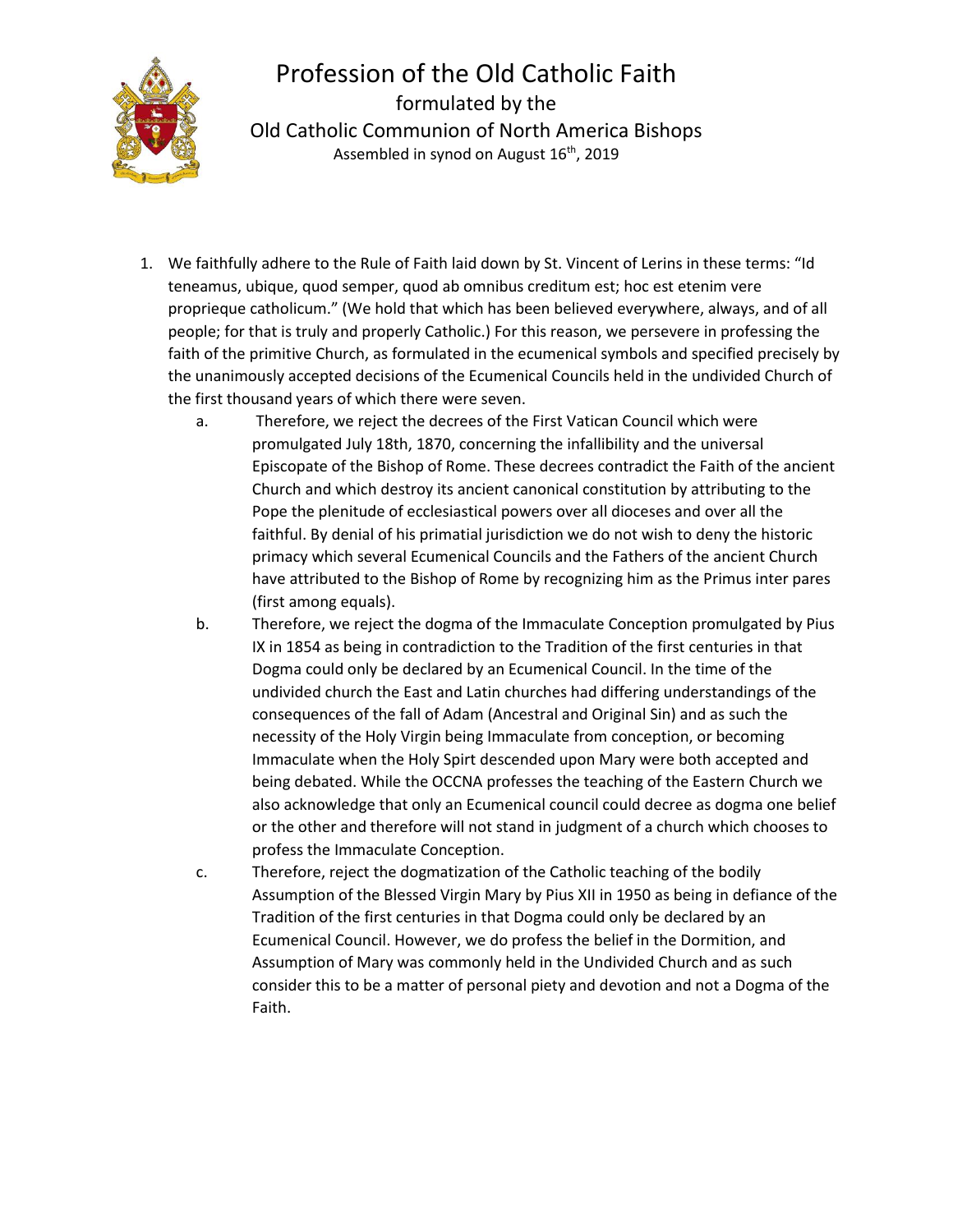# Profession of the Old Catholic Faith

formulated by the

Old Catholic Communion of North America Bishops

Assembled in synod on August 16th, 2019

1. We faithfully adhere to the Rule of Faith laid down by St. Vincent of Lerins in these terms: "Id teneamus, ubique, quod semper, quod ab omnibus creditum est; hoc est etenim vere proprieque catholicum." (We hold that which has been believed everywhere, always, and of all people; for that is truly and properly Catholic.) For this reason, we persevere in professing the faith of the primitive Church, as formulated in the ecumenical symbols and specified precisely by the unanimously accepted decisions of the Ecumenical Councils held in the undivided Church of the first thousand years of which there were seven.
   a. Therefore, we reject the decrees of the First Vatican Council which were promulgated July 18th, 1870, concerning the infallibility and the universal Episcopate of the Bishop of Rome. These decrees contradict the Faith of the ancient Church and which destroy its ancient canonical constitution by attributing to the Pope the plenitude of ecclesiastical powers over all dioceses and over all the faithful. By denial of his primatial jurisdiction we do not wish to deny the historic primacy which several Ecumenical Councils and the Fathers of the ancient Church have attributed to the Bishop of Rome by recognizing him as the Primus inter pares (first among equals).
   b. Therefore, we reject the dogma of the Immaculate Conception promulgated by Pius IX in 1854 as being in contradiction to the Tradition of the first centuries in that Dogma could only be declared by an Ecumenical Council. In the time of the undivided church the East and Latin churches had differing understandings of the consequences of the fall of Adam (Ancestral and Original Sin) and as such the necessity of the Holy Virgin being Immaculate from conception, or becoming Immaculate when the Holy Spirt descended upon Mary were both accepted and being debated. While the OCCNA professes the teaching of the Eastern Church we also acknowledge that only an Ecumenical council could decree as dogma one belief or the other and therefore will not stand in judgment of a church which chooses to profess the Immaculate Conception.
   c. Therefore, reject the dogmatization of the Catholic teaching of the bodily Assumption of the Blessed Virgin Mary by Pius XII in 1950 as being in defiance of the Tradition of the first centuries in that Dogma could only be declared by an Ecumenical Council. However, we do profess the belief in the Dormition, and Assumption of Mary was commonly held in the Undivided Church and as such consider this to be a matter of personal piety and devotion and not a Dogma of the Faith.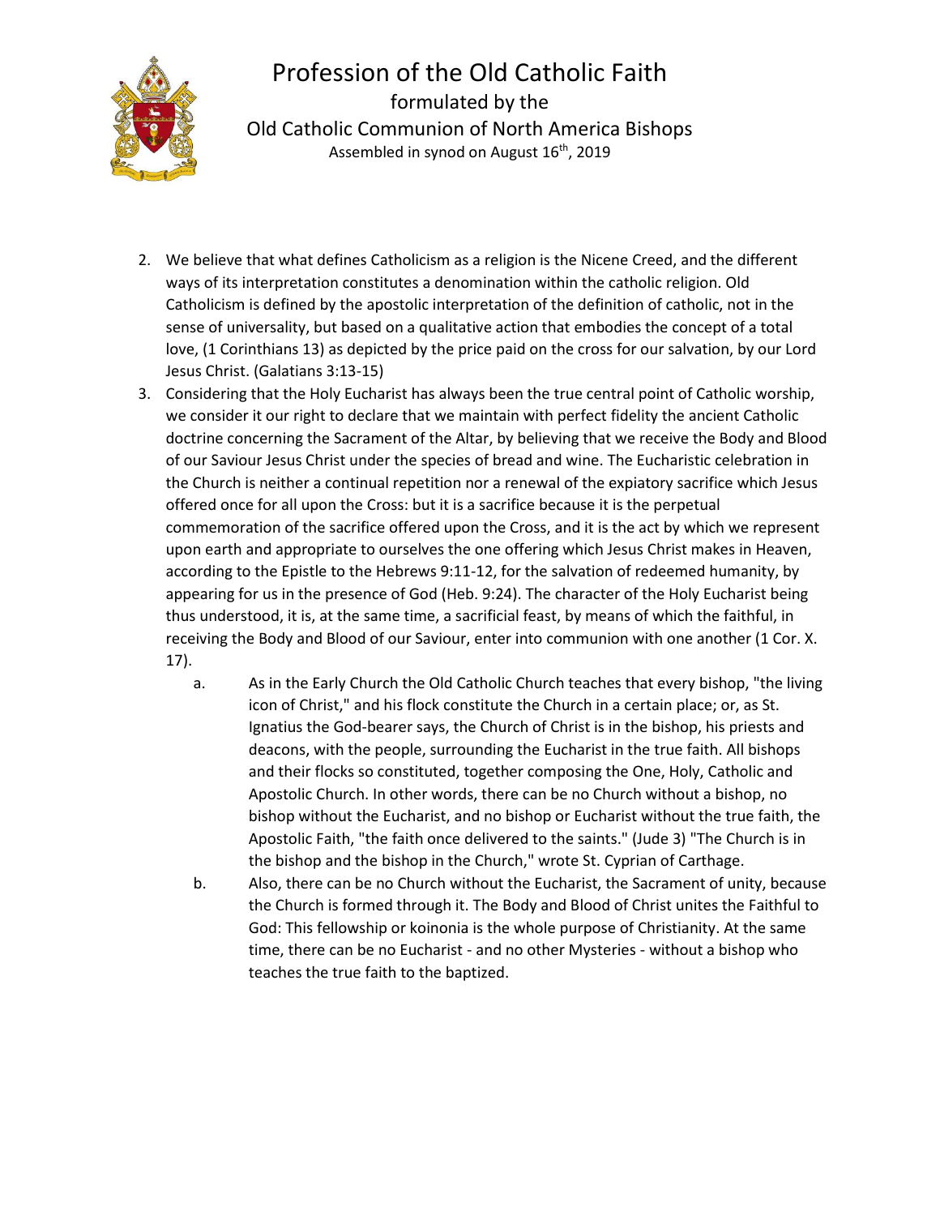2. We believe that what defines Catholicism as a religion is the Nicene Creed, and the different ways of its interpretation constitutes a denomination within the catholic religion. Old Catholicism is defined by the apostolic interpretation of the definition of catholic, not in the sense of universality, but based on a qualitative action that embodies the concept of a total love, (1 Corinthians 13) as depicted by the price paid on the cross for our salvation, by our Lord Jesus Christ. (Galatians 3:13-15)
3. Considering that the Holy Eucharist has always been the true central point of Catholic worship, we consider it our right to declare that we maintain with perfect fidelity the ancient Catholic doctrine concerning the Sacrament of the Altar, by believing that we receive the Body and Blood of our Saviour Jesus Christ under the species of bread and wine. The Eucharistic celebration in the Church is neither a continual repetition nor a renewal of the expiatory sacrifice which Jesus offered once for all upon the Cross: but it is a sacrifice because it is the perpetual commemoration of the sacrifice offered upon the Cross, and it is the act by which we represent upon earth and appropriate to ourselves the one offering which Jesus Christ makes in Heaven, according to the Epistle to the Hebrews 9:11-12, for the salvation of redeemed humanity, by appearing for us in the presence of God (Heb. 9:24). The character of the Holy Eucharist being thus understood, it is, at the same time, a sacrificial feast, by means of which the faithful, in receiving the Body and Blood of our Saviour, enter into communion with one another (1 Cor. X. 17).
    a. As in the Early Church the Old Catholic Church teaches that every bishop, "the living icon of Christ," and his flock constitute the Church in a certain place; or, as St. Ignatius the God-bearer says, the Church of Christ is in the bishop, his priests and deacons, with the people, surrounding the Eucharist in the true faith. All bishops and their flocks so constituted, together composing the One, Holy, Catholic and Apostolic Church. In other words, there can be no Church without a bishop, no bishop without the Eucharist, and no bishop or Eucharist without the true faith, the Apostolic Faith, "the faith once delivered to the saints." (Jude 3) "The Church is in the bishop and the bishop in the Church," wrote St. Cyprian of Carthage.
    b. Also, there can be no Church without the Eucharist, the Sacrament of unity, because the Church is formed through it. The Body and Blood of Christ unites the Faithful to God: This fellowship or koinonia is the whole purpose of Christianity. At the same time, there can be no Eucharist - and no other Mysteries - without a bishop who teaches the true faith to the baptized.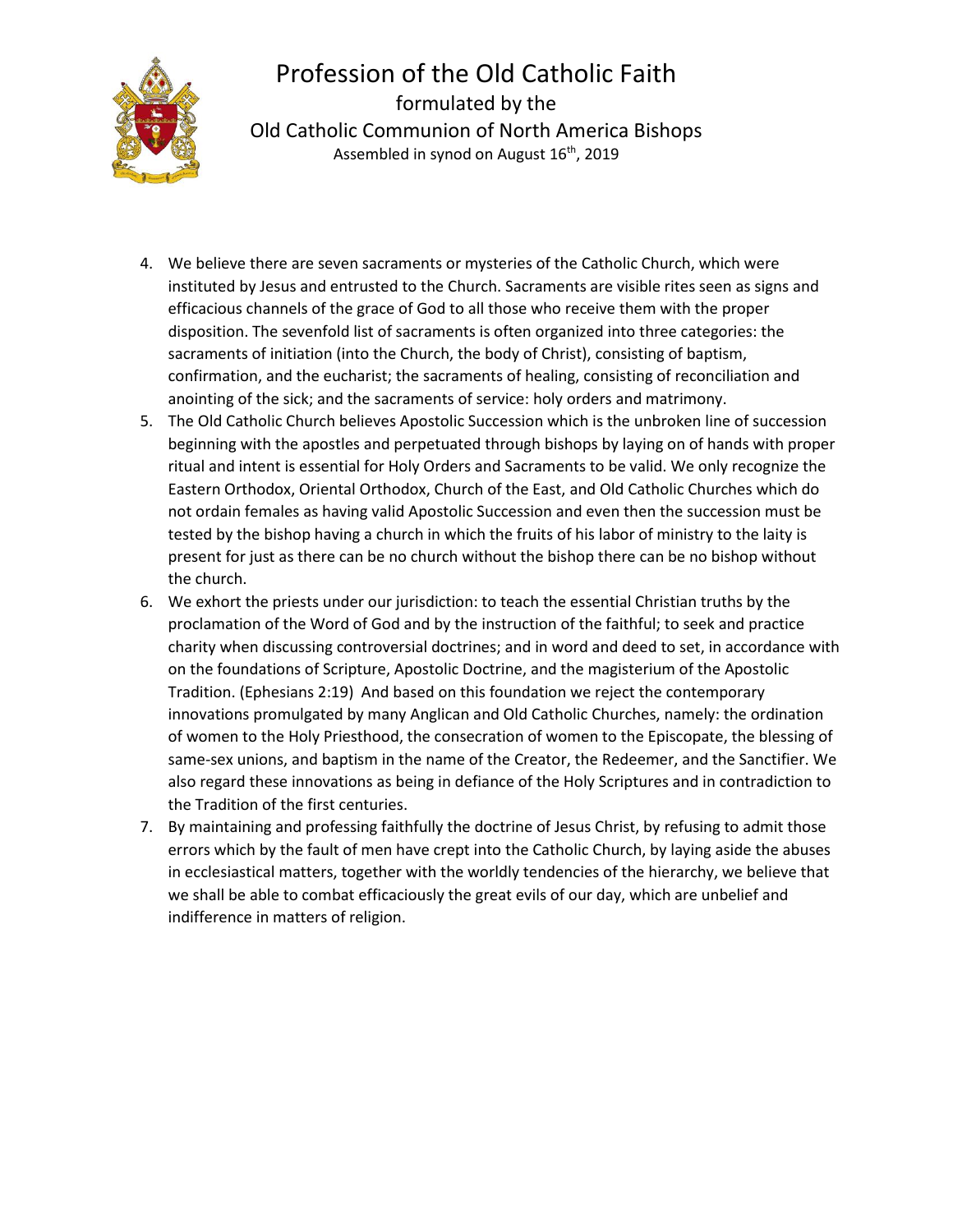4. We believe there are seven sacraments or mysteries of the Catholic Church, which were instituted by Jesus and entrusted to the Church. Sacraments are visible rites seen as signs and efficacious channels of the grace of God to all those who receive them with the proper disposition. The sevenfold list of sacraments is often organized into three categories: the sacraments of initiation (into the Church, the body of Christ), consisting of baptism, confirmation, and the eucharist; the sacraments of healing, consisting of reconciliation and anointing of the sick; and the sacraments of service: holy orders and matrimony.
5. The Old Catholic Church believes Apostolic Succession which is the unbroken line of succession beginning with the apostles and perpetuated through bishops by laying on of hands with proper ritual and intent is essential for Holy Orders and Sacraments to be valid. We only recognize the Eastern Orthodox, Oriental Orthodox, Church of the East, and Old Catholic Churches which do not ordain females as having valid Apostolic Succession and even then the succession must be tested by the bishop having a church in which the fruits of his labor of ministry to the laity is present for just as there can be no church without the bishop there can be no bishop without the church.
6. We exhort the priests under our jurisdiction: to teach the essential Christian truths by the proclamation of the Word of God and by the instruction of the faithful; to seek and practice charity when discussing controversial doctrines; and in word and deed to set, in accordance with on the foundations of Scripture, Apostolic Doctrine, and the magisterium of the Apostolic Tradition. (Ephesians 2:19) And based on this foundation we reject the contemporary innovations promulgated by many Anglican and Old Catholic Churches, namely: the ordination of women to the Holy Priesthood, the consecration of women to the Episcopate, the blessing of same-sex unions, and baptism in the name of the Creator, the Redeemer, and the Sanctifier. We also regard these innovations as being in defiance of the Holy Scriptures and in contradiction to the Tradition of the first centuries.
7. By maintaining and professing faithfully the doctrine of Jesus Christ, by refusing to admit those errors which by the fault of men have crept into the Catholic Church, by laying aside the abuses in ecclesiastical matters, together with the worldly tendencies of the hierarchy, we believe that we shall be able to combat efficaciously the great evils of our day, which are unbelief and indifference in matters of religion.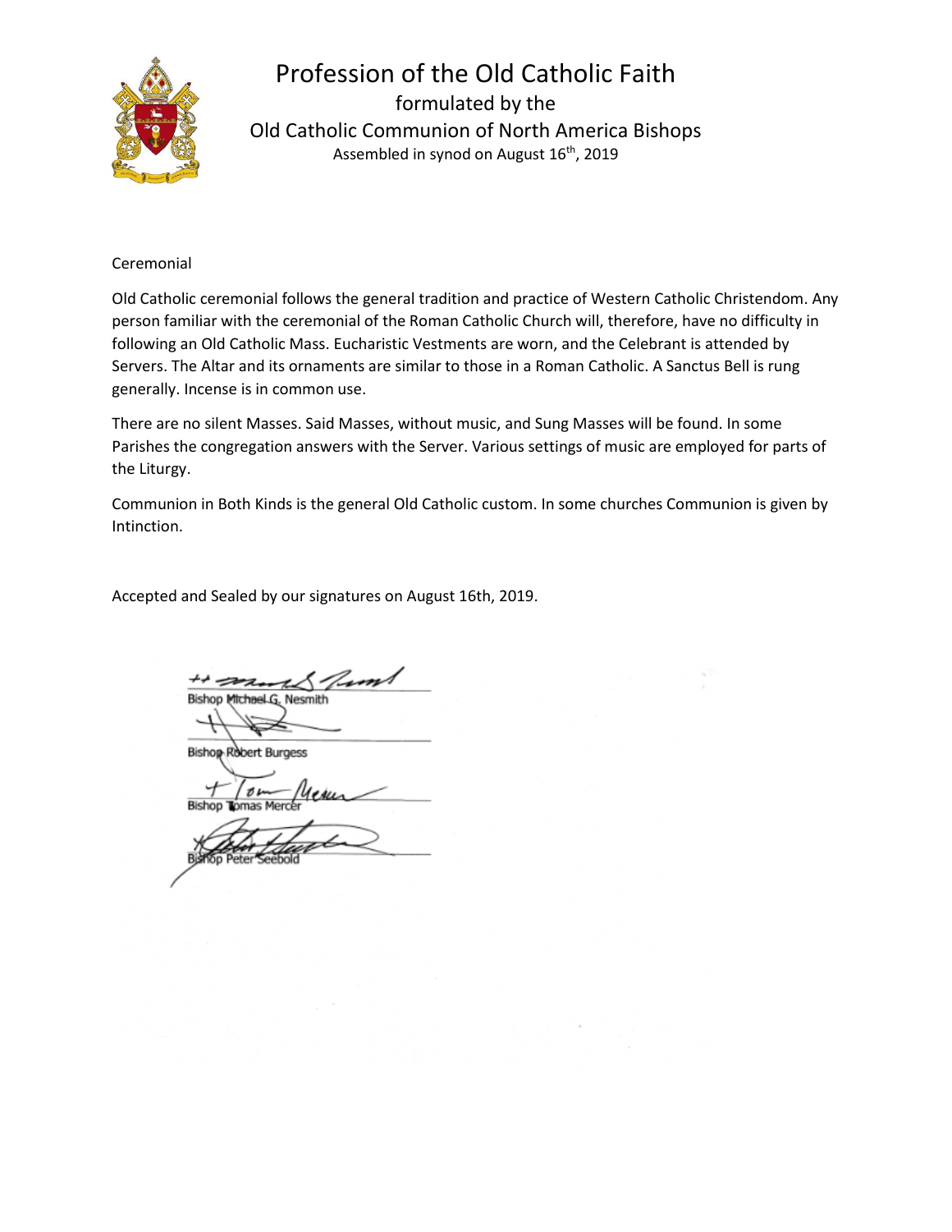# Profession of the Old Catholic Faith

formulated by the

Old Catholic Communion of North America Bishops

Assembled in synod on August 16th, 2019

## Ceremonial

Old Catholic ceremonial follows the general tradition and practice of Western Catholic Christendom. Any person familiar with the ceremonial of the Roman Catholic Church will, therefore, have no difficulty in following an Old Catholic Mass. Eucharistic Vestments are worn, and the Celebrant is attended by Servers. The Altar and its ornaments are similar to those in a Roman Catholic. A Sanctus Bell is rung generally. Incense is in common use.

There are no silent Masses. Said Masses, without music, and Sung Masses will be found. In some Parishes the congregation answers with the Server. Various settings of music are employed for parts of the Liturgy.

Communion in Both Kinds is the general Old Catholic custom. In some churches Communion is given by Intinction.

Accepted and Sealed by our signatures on August 16th, 2019.

Bishop Michael G. Nesmith

Bishop Robert Burgess

Bishop Tomas Mercer

Bishop Peter Seebold